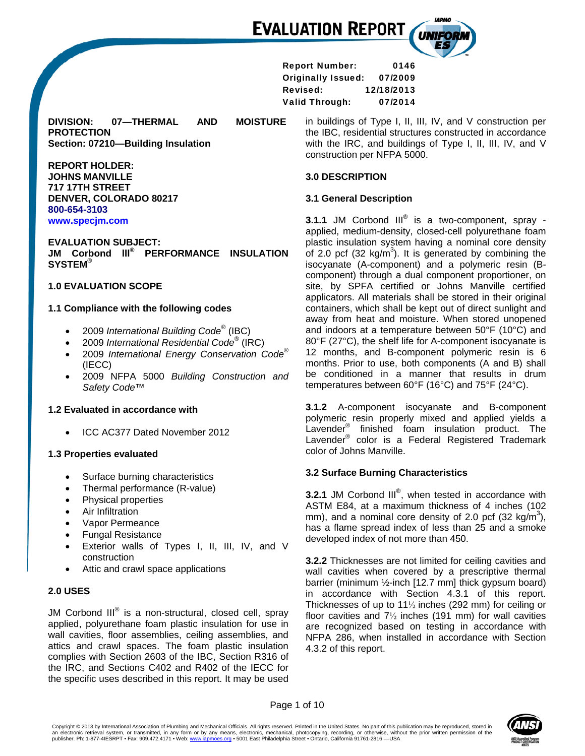# EVALUATION REPORT

**Report Number:** 0146
**Originally Issued:** 07/2009
**Revised:** 12/18/2013
**Valid Through:** 07/2014

**DIVISION: 07—THERMAL AND MOISTURE PROTECTION**
**Section: 07210—Building Insulation**

**REPORT HOLDER:**
**JOHNS MANVILLE**
**717 17TH STREET**
**DENVER, COLORADO 80217**
**800-654-3103**
**www.specjm.com**

**EVALUATION SUBJECT:**
**JM Corbond III® PERFORMANCE INSULATION SYSTEM®**

## 1.0 EVALUATION SCOPE

### 1.1 Compliance with the following codes

- 2009 *International Building Code®* (IBC)
- 2009 *International Residential Code®* (IRC)
- 2009 *International Energy Conservation Code®* (IECC)
- 2009 NFPA 5000 *Building Construction and Safety Code™*

### 1.2 Evaluated in accordance with

- ICC AC377 Dated November 2012

### 1.3 Properties evaluated

- Surface burning characteristics
- Thermal performance (R-value)
- Physical properties
- Air Infiltration
- Vapor Permeance
- Fungal Resistance
- Exterior walls of Types I, II, III, IV, and V construction
- Attic and crawl space applications

## 2.0 USES

JM Corbond III® is a non-structural, closed cell, spray applied, polyurethane foam plastic insulation for use in wall cavities, floor assemblies, ceiling assemblies, and attics and crawl spaces. The foam plastic insulation complies with Section 2603 of the IBC, Section R316 of the IRC, and Sections C402 and R402 of the IECC for the specific uses described in this report. It may be used in buildings of Type I, II, III, IV, and V construction per the IBC, residential structures constructed in accordance with the IRC, and buildings of Type I, II, III, IV, and V construction per NFPA 5000.

## 3.0 DESCRIPTION

### 3.1 General Description

**3.1.1** JM Corbond III® is a two-component, spray - applied, medium-density, closed-cell polyurethane foam plastic insulation system having a nominal core density of 2.0 pcf (32 kg/m$^3$). It is generated by combining the isocyanate (A-component) and a polymeric resin (B-component) through a dual component proportioner, on site, by SPFA certified or Johns Manville certified applicators. All materials shall be stored in their original containers, which shall be kept out of direct sunlight and away from heat and moisture. When stored unopened and indoors at a temperature between 50°F (10°C) and 80°F (27°C), the shelf life for A-component isocyanate is 12 months, and B-component polymeric resin is 6 months. Prior to use, both components (A and B) shall be conditioned in a manner that results in drum temperatures between 60°F (16°C) and 75°F (24°C).

**3.1.2** A-component isocyanate and B-component polymeric resin properly mixed and applied yields a Lavender® finished foam insulation product. The Lavender® color is a Federal Registered Trademark color of Johns Manville.

### 3.2 Surface Burning Characteristics

**3.2.1** JM Corbond III®, when tested in accordance with ASTM E84, at a maximum thickness of 4 inches (102 mm), and a nominal core density of 2.0 pcf (32 kg/m$^3$), has a flame spread index of less than 25 and a smoke developed index of not more than 450.

**3.2.2** Thicknesses are not limited for ceiling cavities and wall cavities when covered by a prescriptive thermal barrier (minimum ½-inch [12.7 mm] thick gypsum board) in accordance with Section 4.3.1 of this report. Thicknesses of up to 11½ inches (292 mm) for ceiling or floor cavities and 7½ inches (191 mm) for wall cavities are recognized based on testing in accordance with NFPA 286, when installed in accordance with Section 4.3.2 of this report.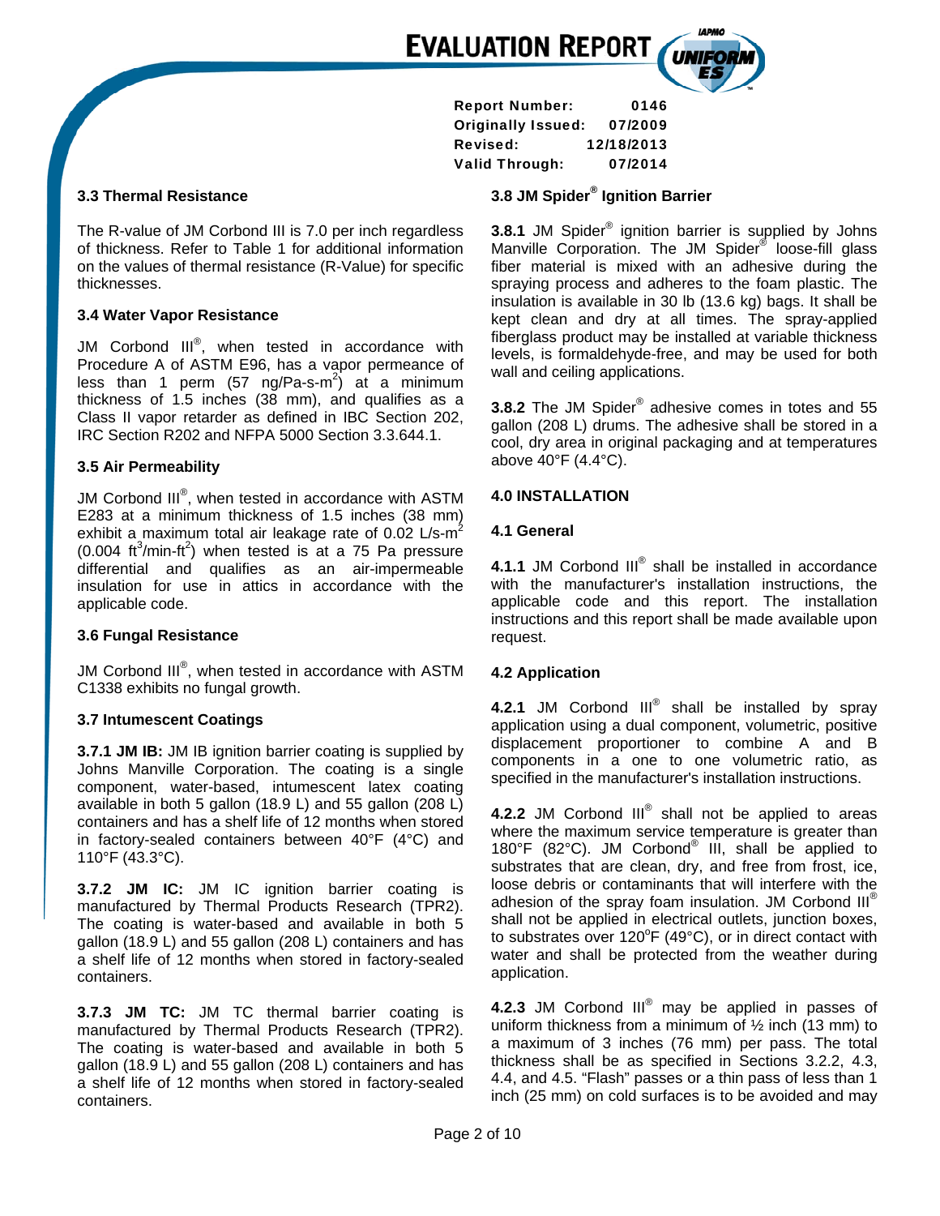### 3.3 Thermal Resistance

The R-value of JM Corbond III is 7.0 per inch regardless of thickness. Refer to Table 1 for additional information on the values of thermal resistance (R-Value) for specific thicknesses.

### 3.4 Water Vapor Resistance

JM Corbond III®, when tested in accordance with Procedure A of ASTM E96, has a vapor permeance of less than 1 perm (57 ng/Pa-s-$m^2$) at a minimum thickness of 1.5 inches (38 mm), and qualifies as a Class II vapor retarder as defined in IBC Section 202, IRC Section R202 and NFPA 5000 Section 3.3.644.1.

### 3.5 Air Permeability

JM Corbond III®, when tested in accordance with ASTM E283 at a minimum thickness of 1.5 inches (38 mm) exhibit a maximum total air leakage rate of 0.02 L/s-$m^2$ (0.004 $ft^3$/min-$ft^2$) when tested is at a 75 Pa pressure differential and qualifies as an air-impermeable insulation for use in attics in accordance with the applicable code.

### 3.6 Fungal Resistance

JM Corbond III®, when tested in accordance with ASTM C1338 exhibits no fungal growth.

### 3.7 Intumescent Coatings

**3.7.1 JM IB:** JM IB ignition barrier coating is supplied by Johns Manville Corporation. The coating is a single component, water-based, intumescent latex coating available in both 5 gallon (18.9 L) and 55 gallon (208 L) containers and has a shelf life of 12 months when stored in factory-sealed containers between 40°F (4°C) and 110°F (43.3°C).

**3.7.2 JM IC:** JM IC ignition barrier coating is manufactured by Thermal Products Research (TPR2). The coating is water-based and available in both 5 gallon (18.9 L) and 55 gallon (208 L) containers and has a shelf life of 12 months when stored in factory-sealed containers.

**3.7.3 JM TC:** JM TC thermal barrier coating is manufactured by Thermal Products Research (TPR2). The coating is water-based and available in both 5 gallon (18.9 L) and 55 gallon (208 L) containers and has a shelf life of 12 months when stored in factory-sealed containers.

### 3.8 JM Spider® Ignition Barrier

**3.8.1** JM Spider® ignition barrier is supplied by Johns Manville Corporation. The JM Spider® loose-fill glass fiber material is mixed with an adhesive during the spraying process and adheres to the foam plastic. The insulation is available in 30 lb (13.6 kg) bags. It shall be kept clean and dry at all times. The spray-applied fiberglass product may be installed at variable thickness levels, is formaldehyde-free, and may be used for both wall and ceiling applications.

**3.8.2** The JM Spider® adhesive comes in totes and 55 gallon (208 L) drums. The adhesive shall be stored in a cool, dry area in original packaging and at temperatures above 40°F (4.4°C).

## 4.0 INSTALLATION

### 4.1 General

**4.1.1** JM Corbond III® shall be installed in accordance with the manufacturer's installation instructions, the applicable code and this report. The installation instructions and this report shall be made available upon request.

### 4.2 Application

**4.2.1** JM Corbond III® shall be installed by spray application using a dual component, volumetric, positive displacement proportioner to combine A and B components in a one to one volumetric ratio, as specified in the manufacturer's installation instructions.

**4.2.2** JM Corbond III® shall not be applied to areas where the maximum service temperature is greater than 180°F (82°C). JM Corbond® III, shall be applied to substrates that are clean, dry, and free from frost, ice, loose debris or contaminants that will interfere with the adhesion of the spray foam insulation. JM Corbond III® shall not be applied in electrical outlets, junction boxes, to substrates over 120°F (49°C), or in direct contact with water and shall be protected from the weather during application.

**4.2.3** JM Corbond III® may be applied in passes of uniform thickness from a minimum of ½ inch (13 mm) to a maximum of 3 inches (76 mm) per pass. The total thickness shall be as specified in Sections 3.2.2, 4.3, 4.4, and 4.5. "Flash" passes or a thin pass of less than 1 inch (25 mm) on cold surfaces is to be avoided and may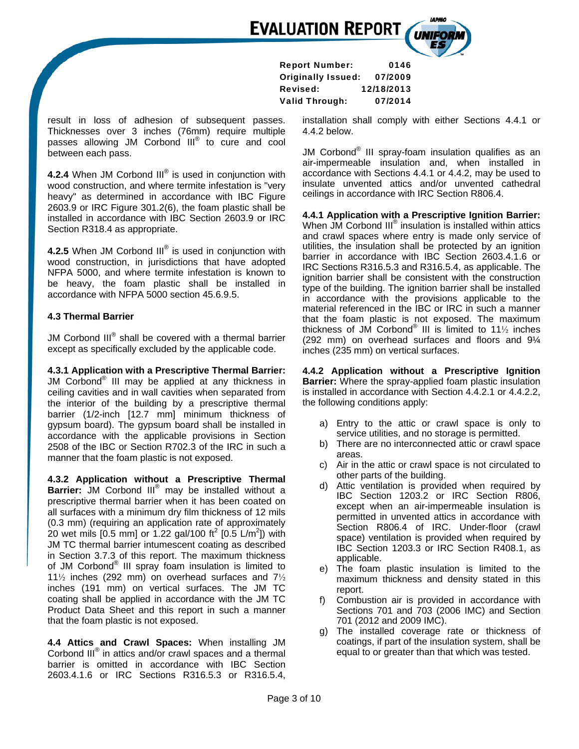result in loss of adhesion of subsequent passes. Thicknesses over 3 inches (76mm) require multiple passes allowing JM Corbond III® to cure and cool between each pass.

**4.2.4** When JM Corbond III® is used in conjunction with wood construction, and where termite infestation is "very heavy" as determined in accordance with IBC Figure 2603.9 or IRC Figure 301.2(6), the foam plastic shall be installed in accordance with IBC Section 2603.9 or IRC Section R318.4 as appropriate.

**4.2.5** When JM Corbond III® is used in conjunction with wood construction, in jurisdictions that have adopted NFPA 5000, and where termite infestation is known to be heavy, the foam plastic shall be installed in accordance with NFPA 5000 section 45.6.9.5.

**4.3 Thermal Barrier**

JM Corbond III® shall be covered with a thermal barrier except as specifically excluded by the applicable code.

**4.3.1 Application with a Prescriptive Thermal Barrier:** JM Corbond® III may be applied at any thickness in ceiling cavities and in wall cavities when separated from the interior of the building by a prescriptive thermal barrier (1/2-inch [12.7 mm] minimum thickness of gypsum board). The gypsum board shall be installed in accordance with the applicable provisions in Section 2508 of the IBC or Section R702.3 of the IRC in such a manner that the foam plastic is not exposed.

**4.3.2 Application without a Prescriptive Thermal Barrier:** JM Corbond III® may be installed without a prescriptive thermal barrier when it has been coated on all surfaces with a minimum dry film thickness of 12 mils (0.3 mm) (requiring an application rate of approximately 20 wet mils [0.5 mm] or 1.22 gal/100 $ft^2$ [0.5 $L/m^2$]) with JM TC thermal barrier intumescent coating as described in Section 3.7.3 of this report. The maximum thickness of JM Corbond® III spray foam insulation is limited to 11½ inches (292 mm) on overhead surfaces and 7½ inches (191 mm) on vertical surfaces. The JM TC coating shall be applied in accordance with the JM TC Product Data Sheet and this report in such a manner that the foam plastic is not exposed.

**4.4 Attics and Crawl Spaces:** When installing JM Corbond III® in attics and/or crawl spaces and a thermal barrier is omitted in accordance with IBC Section 2603.4.1.6 or IRC Sections R316.5.3 or R316.5.4, installation shall comply with either Sections 4.4.1 or 4.4.2 below.

JM Corbond® III spray-foam insulation qualifies as an air-impermeable insulation and, when installed in accordance with Sections 4.4.1 or 4.4.2, may be used to insulate unvented attics and/or unvented cathedral ceilings in accordance with IRC Section R806.4.

**4.4.1 Application with a Prescriptive Ignition Barrier:** When JM Corbond III® insulation is installed within attics and crawl spaces where entry is made only service of utilities, the insulation shall be protected by an ignition barrier in accordance with IBC Section 2603.4.1.6 or IRC Sections R316.5.3 and R316.5.4, as applicable. The ignition barrier shall be consistent with the construction type of the building. The ignition barrier shall be installed in accordance with the provisions applicable to the material referenced in the IBC or IRC in such a manner that the foam plastic is not exposed. The maximum thickness of JM Corbond® III is limited to 11½ inches (292 mm) on overhead surfaces and floors and 9¼ inches (235 mm) on vertical surfaces.

**4.4.2 Application without a Prescriptive Ignition Barrier:** Where the spray-applied foam plastic insulation is installed in accordance with Section 4.4.2.1 or 4.4.2.2, the following conditions apply:

a) Entry to the attic or crawl space is only to service utilities, and no storage is permitted.
b) There are no interconnected attic or crawl space areas.
c) Air in the attic or crawl space is not circulated to other parts of the building.
d) Attic ventilation is provided when required by IBC Section 1203.2 or IRC Section R806, except when an air-impermeable insulation is permitted in unvented attics in accordance with Section R806.4 of IRC. Under-floor (crawl space) ventilation is provided when required by IBC Section 1203.3 or IRC Section R408.1, as applicable.
e) The foam plastic insulation is limited to the maximum thickness and density stated in this report.
f) Combustion air is provided in accordance with Sections 701 and 703 (2006 IMC) and Section 701 (2012 and 2009 IMC).
g) The installed coverage rate or thickness of coatings, if part of the insulation system, shall be equal to or greater than that which was tested.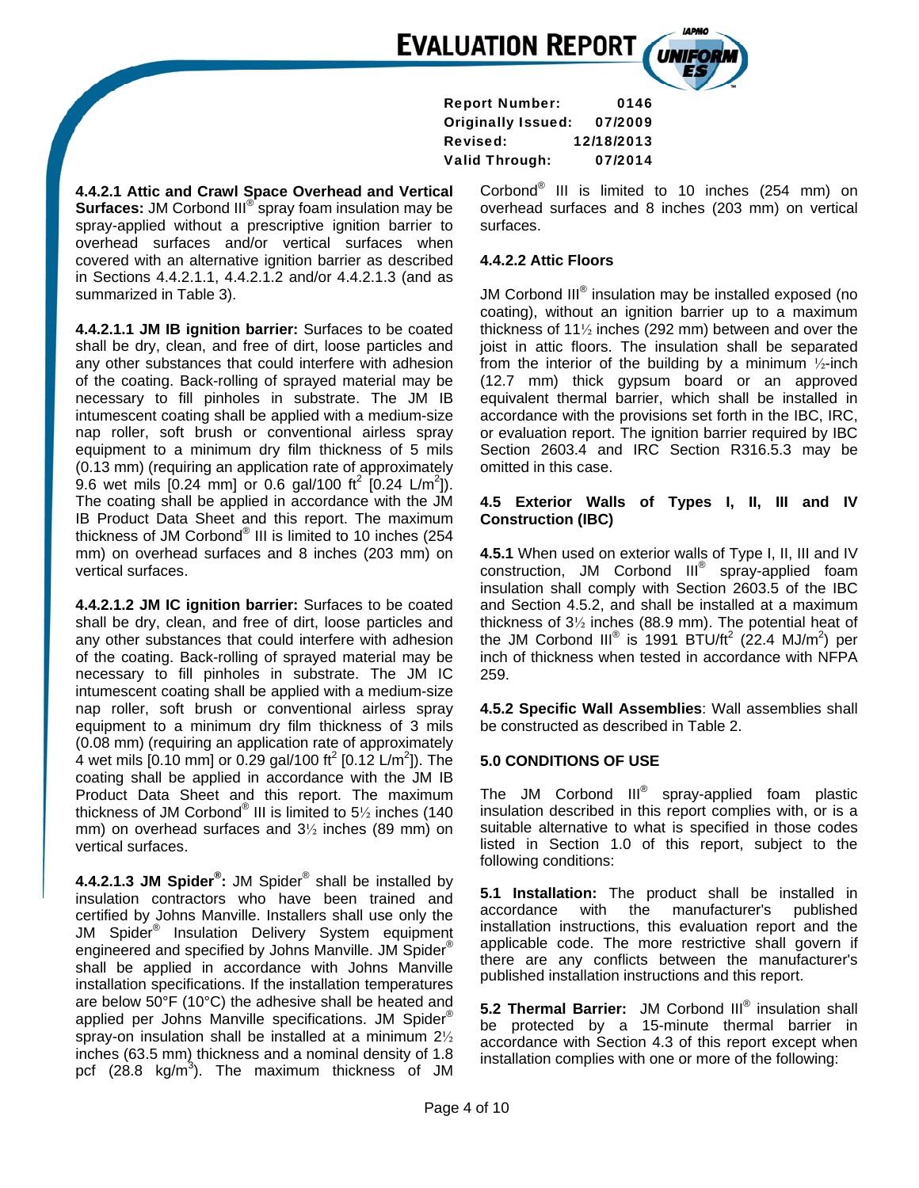**4.4.2.1 Attic and Crawl Space Overhead and Vertical Surfaces:** JM Corbond III® spray foam insulation may be spray-applied without a prescriptive ignition barrier to overhead surfaces and/or vertical surfaces when covered with an alternative ignition barrier as described in Sections 4.4.2.1.1, 4.4.2.1.2 and/or 4.4.2.1.3 (and as summarized in Table 3).

**4.4.2.1.1 JM IB ignition barrier:** Surfaces to be coated shall be dry, clean, and free of dirt, loose particles and any other substances that could interfere with adhesion of the coating. Back-rolling of sprayed material may be necessary to fill pinholes in substrate. The JM IB intumescent coating shall be applied with a medium-size nap roller, soft brush or conventional airless spray equipment to a minimum dry film thickness of 5 mils (0.13 mm) (requiring an application rate of approximately 9.6 wet mils [0.24 mm] or 0.6 gal/100 $ft^2$ [0.24 $L/m^2$]). The coating shall be applied in accordance with the JM IB Product Data Sheet and this report. The maximum thickness of JM Corbond® III is limited to 10 inches (254 mm) on overhead surfaces and 8 inches (203 mm) on vertical surfaces.

**4.4.2.1.2 JM IC ignition barrier:** Surfaces to be coated shall be dry, clean, and free of dirt, loose particles and any other substances that could interfere with adhesion of the coating. Back-rolling of sprayed material may be necessary to fill pinholes in substrate. The JM IC intumescent coating shall be applied with a medium-size nap roller, soft brush or conventional airless spray equipment to a minimum dry film thickness of 3 mils (0.08 mm) (requiring an application rate of approximately 4 wet mils [0.10 mm] or 0.29 gal/100 $ft^2$ [0.12 $L/m^2$]). The coating shall be applied in accordance with the JM IB Product Data Sheet and this report. The maximum thickness of JM Corbond® III is limited to 5½ inches (140 mm) on overhead surfaces and 3½ inches (89 mm) on vertical surfaces.

**4.4.2.1.3 JM Spider®:** JM Spider® shall be installed by insulation contractors who have been trained and certified by Johns Manville. Installers shall use only the JM Spider® Insulation Delivery System equipment engineered and specified by Johns Manville. JM Spider® shall be applied in accordance with Johns Manville installation specifications. If the installation temperatures are below 50°F (10°C) the adhesive shall be heated and applied per Johns Manville specifications. JM Spider® spray-on insulation shall be installed at a minimum 2½ inches (63.5 mm) thickness and a nominal density of 1.8 pcf (28.8 $kg/m^3$). The maximum thickness of JM Corbond® III is limited to 10 inches (254 mm) on overhead surfaces and 8 inches (203 mm) on vertical surfaces.

**4.4.2.2 Attic Floors**

JM Corbond III® insulation may be installed exposed (no coating), without an ignition barrier up to a maximum thickness of 11½ inches (292 mm) between and over the joist in attic floors. The insulation shall be separated from the interior of the building by a minimum ½-inch (12.7 mm) thick gypsum board or an approved equivalent thermal barrier, which shall be installed in accordance with the provisions set forth in the IBC, IRC, or evaluation report. The ignition barrier required by IBC Section 2603.4 and IRC Section R316.5.3 may be omitted in this case.

**4.5 Exterior Walls of Types I, II, III and IV Construction (IBC)**

**4.5.1** When used on exterior walls of Type I, II, III and IV construction, JM Corbond III® spray-applied foam insulation shall comply with Section 2603.5 of the IBC and Section 4.5.2, and shall be installed at a maximum thickness of 3½ inches (88.9 mm). The potential heat of the JM Corbond III® is 1991 BTU/$ft^2$ (22.4 $MJ/m^2$) per inch of thickness when tested in accordance with NFPA 259.

**4.5.2 Specific Wall Assemblies**: Wall assemblies shall be constructed as described in Table 2.

**5.0 CONDITIONS OF USE**

The JM Corbond III® spray-applied foam plastic insulation described in this report complies with, or is a suitable alternative to what is specified in those codes listed in Section 1.0 of this report, subject to the following conditions:

**5.1 Installation:** The product shall be installed in accordance with the manufacturer's published installation instructions, this evaluation report and the applicable code. The more restrictive shall govern if there are any conflicts between the manufacturer's published installation instructions and this report.

**5.2 Thermal Barrier:** JM Corbond III® insulation shall be protected by a 15-minute thermal barrier in accordance with Section 4.3 of this report except when installation complies with one or more of the following: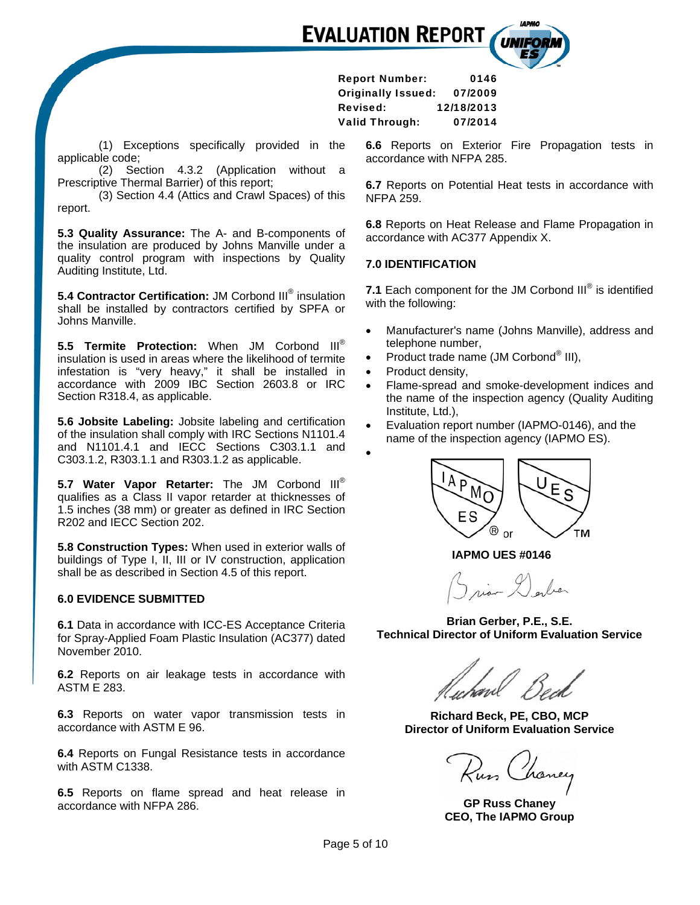(1) Exceptions specifically provided in the applicable code;

(2) Section 4.3.2 (Application without a Prescriptive Thermal Barrier) of this report;

(3) Section 4.4 (Attics and Crawl Spaces) of this report.

**5.3 Quality Assurance:** The A- and B-components of the insulation are produced by Johns Manville under a quality control program with inspections by Quality Auditing Institute, Ltd.

**5.4 Contractor Certification:** JM Corbond III® insulation shall be installed by contractors certified by SPFA or Johns Manville.

**5.5 Termite Protection:** When JM Corbond III® insulation is used in areas where the likelihood of termite infestation is "very heavy," it shall be installed in accordance with 2009 IBC Section 2603.8 or IRC Section R318.4, as applicable.

**5.6 Jobsite Labeling:** Jobsite labeling and certification of the insulation shall comply with IRC Sections N1101.4 and N1101.4.1 and IECC Sections C303.1.1 and C303.1.2, R303.1.1 and R303.1.2 as applicable.

**5.7 Water Vapor Retarter:** The JM Corbond III® qualifies as a Class II vapor retarder at thicknesses of 1.5 inches (38 mm) or greater as defined in IRC Section R202 and IECC Section 202.

**5.8 Construction Types:** When used in exterior walls of buildings of Type I, II, III or IV construction, application shall be as described in Section 4.5 of this report.

**6.0 EVIDENCE SUBMITTED**

**6.1** Data in accordance with ICC-ES Acceptance Criteria for Spray-Applied Foam Plastic Insulation (AC377) dated November 2010.

**6.2** Reports on air leakage tests in accordance with ASTM E 283.

**6.3** Reports on water vapor transmission tests in accordance with ASTM E 96.

**6.4** Reports on Fungal Resistance tests in accordance with ASTM C1338.

**6.5** Reports on flame spread and heat release in accordance with NFPA 286.

**6.6** Reports on Exterior Fire Propagation tests in accordance with NFPA 285.

**6.7** Reports on Potential Heat tests in accordance with NFPA 259.

**6.8** Reports on Heat Release and Flame Propagation in accordance with AC377 Appendix X.

**7.0 IDENTIFICATION**

**7.1** Each component for the JM Corbond III® is identified with the following:

- Manufacturer's name (Johns Manville), address and telephone number,
- Product trade name (JM Corbond® III),
- Product density,
- Flame-spread and smoke-development indices and the name of the inspection agency (Quality Auditing Institute, Ltd.),
- Evaluation report number (IAPMO-0146), and the name of the inspection agency (IAPMO ES).
-

IAPMO ES ® or UES ™

**IAPMO UES #0146**

**Brian Gerber, P.E., S.E.**
**Technical Director of Uniform Evaluation Service**

**Richard Beck, PE, CBO, MCP**
**Director of Uniform Evaluation Service**

**GP Russ Chaney**
**CEO, The IAPMO Group**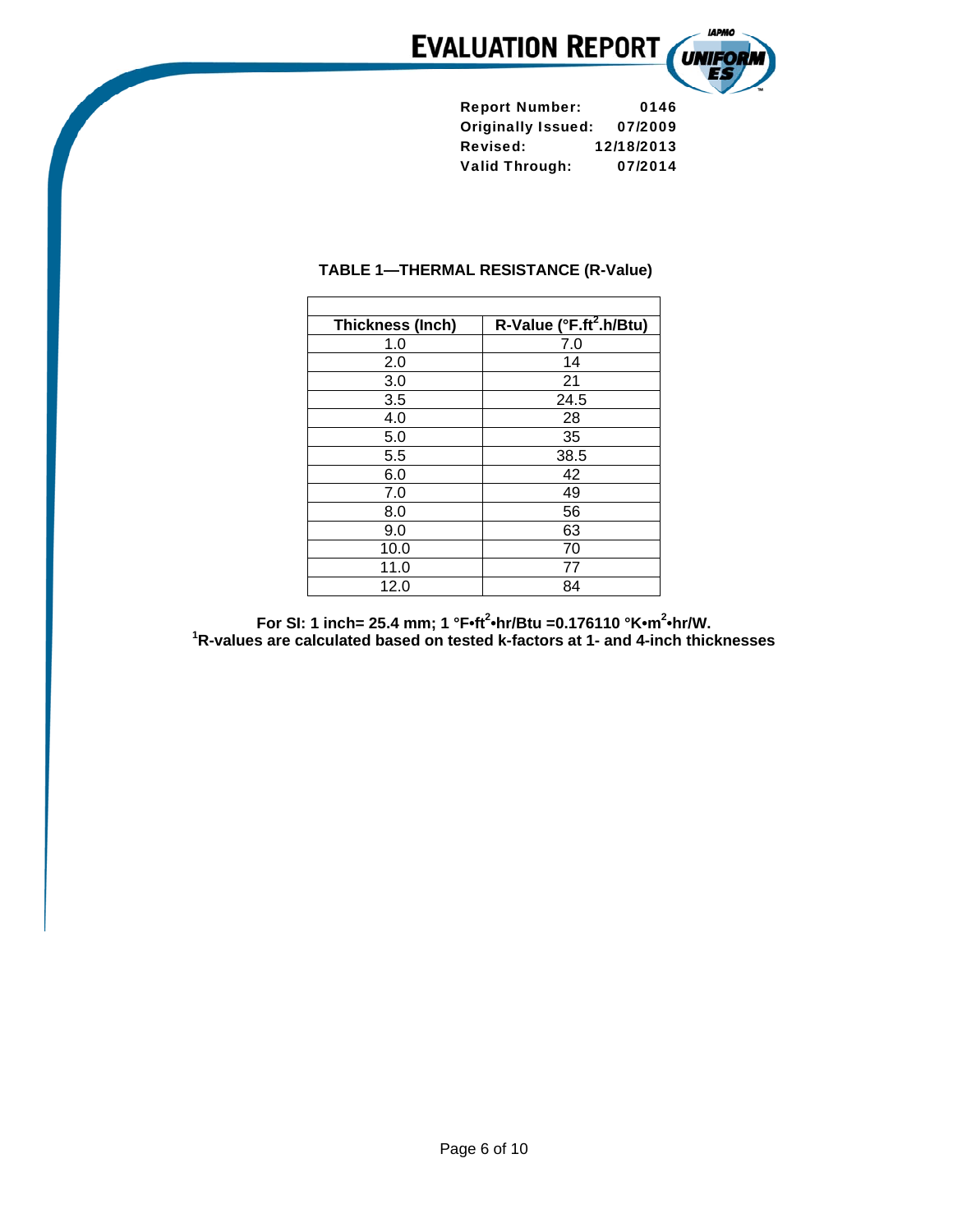### TABLE 1—THERMAL RESISTANCE (R-Value)

| Thickness (Inch) | R-Value (°F.ft$^2$.h/Btu) |
|---|---|
| 1.0 | 7.0 |
| 2.0 | 14 |
| 3.0 | 21 |
| 3.5 | 24.5 |
| 4.0 | 28 |
| 5.0 | 35 |
| 5.5 | 38.5 |
| 6.0 | 42 |
| 7.0 | 49 |
| 8.0 | 56 |
| 9.0 | 63 |
| 10.0 | 70 |
| 11.0 | 77 |
| 12.0 | 84 |

**For SI: 1 inch= 25.4 mm; 1 °F•ft$^2$•hr/Btu =0.176110 °K•m$^2$•hr/W.**
**[1]R-values are calculated based on tested k-factors at 1- and 4-inch thicknesses**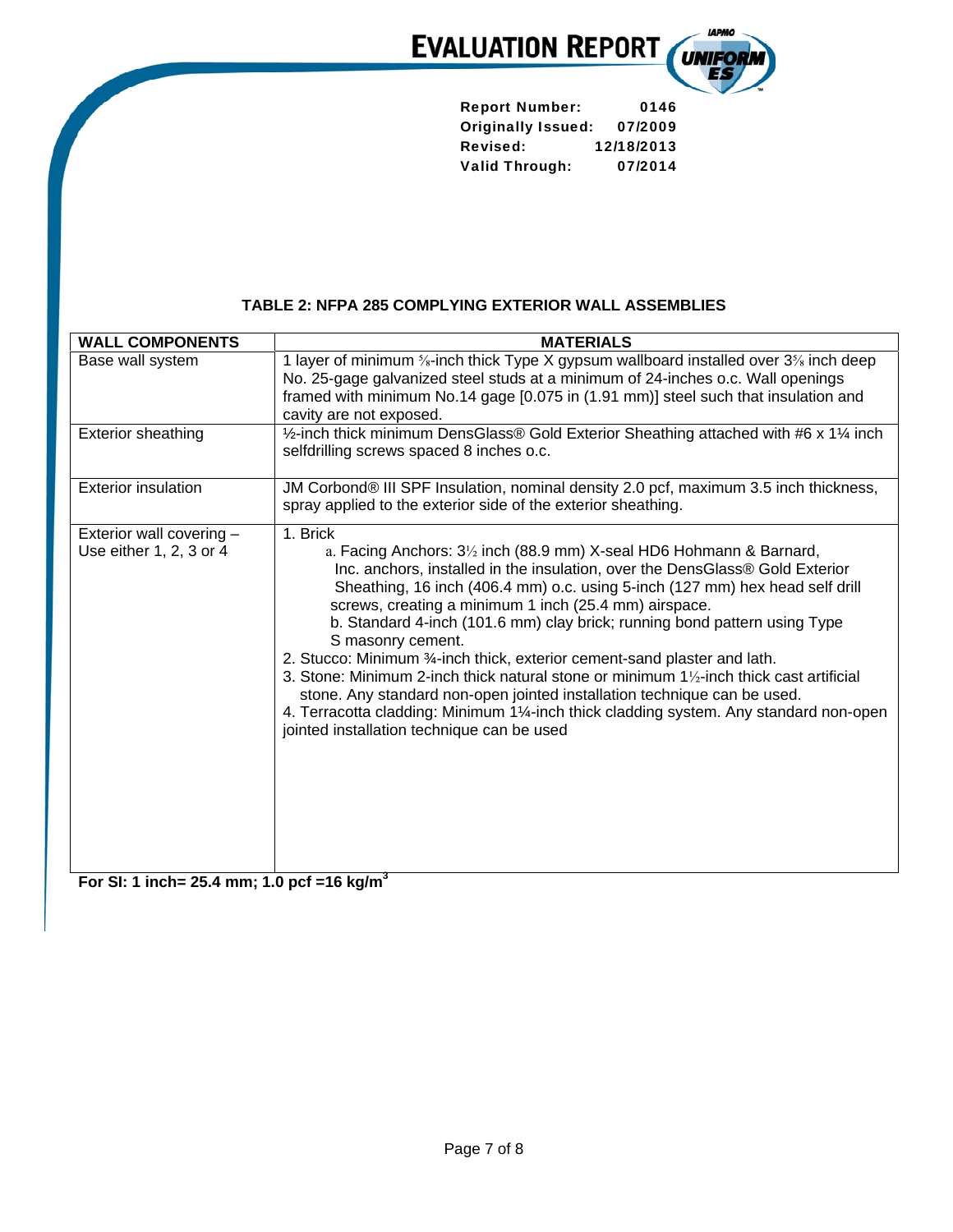Report Number: 0146
Originally Issued: 07/2009
Revised: 12/18/2013
Valid Through: 07/2014

**TABLE 2: NFPA 285 COMPLYING EXTERIOR WALL ASSEMBLIES**

| WALL COMPONENTS | MATERIALS |
|---|---|
| Base wall system | 1 layer of minimum ⅝-inch thick Type X gypsum wallboard installed over 3⅝ inch deep No. 25-gage galvanized steel studs at a minimum of 24-inches o.c. Wall openings framed with minimum No.14 gage [0.075 in (1.91 mm)] steel such that insulation and cavity are not exposed. |
| Exterior sheathing | ½-inch thick minimum DensGlass® Gold Exterior Sheathing attached with #6 x 1¼ inch selfdrilling screws spaced 8 inches o.c. |
| Exterior insulation | JM Corbond® III SPF Insulation, nominal density 2.0 pcf, maximum 3.5 inch thickness, spray applied to the exterior side of the exterior sheathing. |
| Exterior wall covering – Use either 1, 2, 3 or 4 | 1. Brick<br>a. Facing Anchors: 3½ inch (88.9 mm) X-seal HD6 Hohmann & Barnard, Inc. anchors, installed in the insulation, over the DensGlass® Gold Exterior Sheathing, 16 inch (406.4 mm) o.c. using 5-inch (127 mm) hex head self drill screws, creating a minimum 1 inch (25.4 mm) airspace.<br>b. Standard 4-inch (101.6 mm) clay brick; running bond pattern using Type S masonry cement.<br>2. Stucco: Minimum ¾-inch thick, exterior cement-sand plaster and lath.<br>3. Stone: Minimum 2-inch thick natural stone or minimum 1½-inch thick cast artificial stone. Any standard non-open jointed installation technique can be used.<br>4. Terracotta cladding: Minimum 1¼-inch thick cladding system. Any standard non-open jointed installation technique can be used |

**For SI: 1 inch= 25.4 mm; 1.0 pcf =16 kg/m$^3$**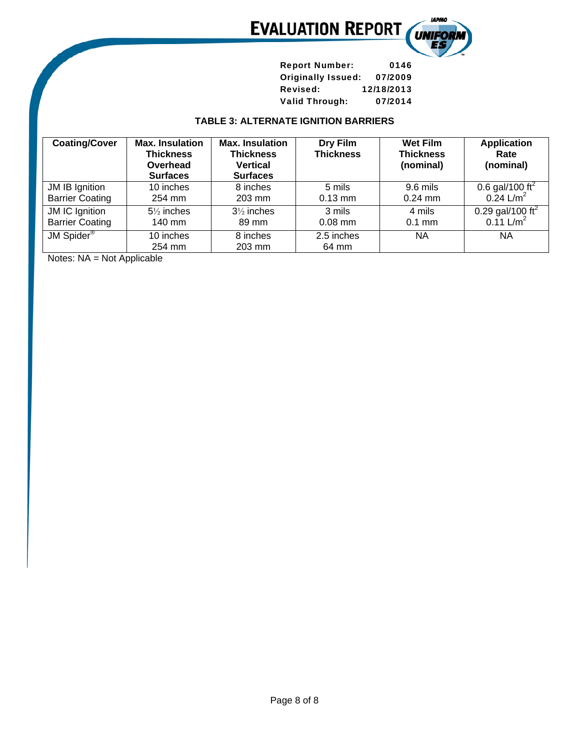Report Number: 0146
Originally Issued: 07/2009
Revised: 12/18/2013
Valid Through: 07/2014

**TABLE 3: ALTERNATE IGNITION BARRIERS**

| Coating/Cover | Max. Insulation Thickness Overhead Surfaces | Max. Insulation Thickness Vertical Surfaces | Dry Film Thickness | Wet Film Thickness (nominal) | Application Rate (nominal) |
|---|---|---|---|---|---|
| JM IB Ignition Barrier Coating | 10 inches 254 mm | 8 inches 203 mm | 5 mils 0.13 mm | 9.6 mils 0.24 mm | 0.6 gal/100 $ft^2$ 0.24 $L/m^2$ |
| JM IC Ignition Barrier Coating | 5½ inches 140 mm | 3½ inches 89 mm | 3 mils 0.08 mm | 4 mils 0.1 mm | 0.29 gal/100 $ft^2$ 0.11 $L/m^2$ |
| JM Spider® | 10 inches 254 mm | 8 inches 203 mm | 2.5 inches 64 mm | NA | NA |

Notes: NA = Not Applicable